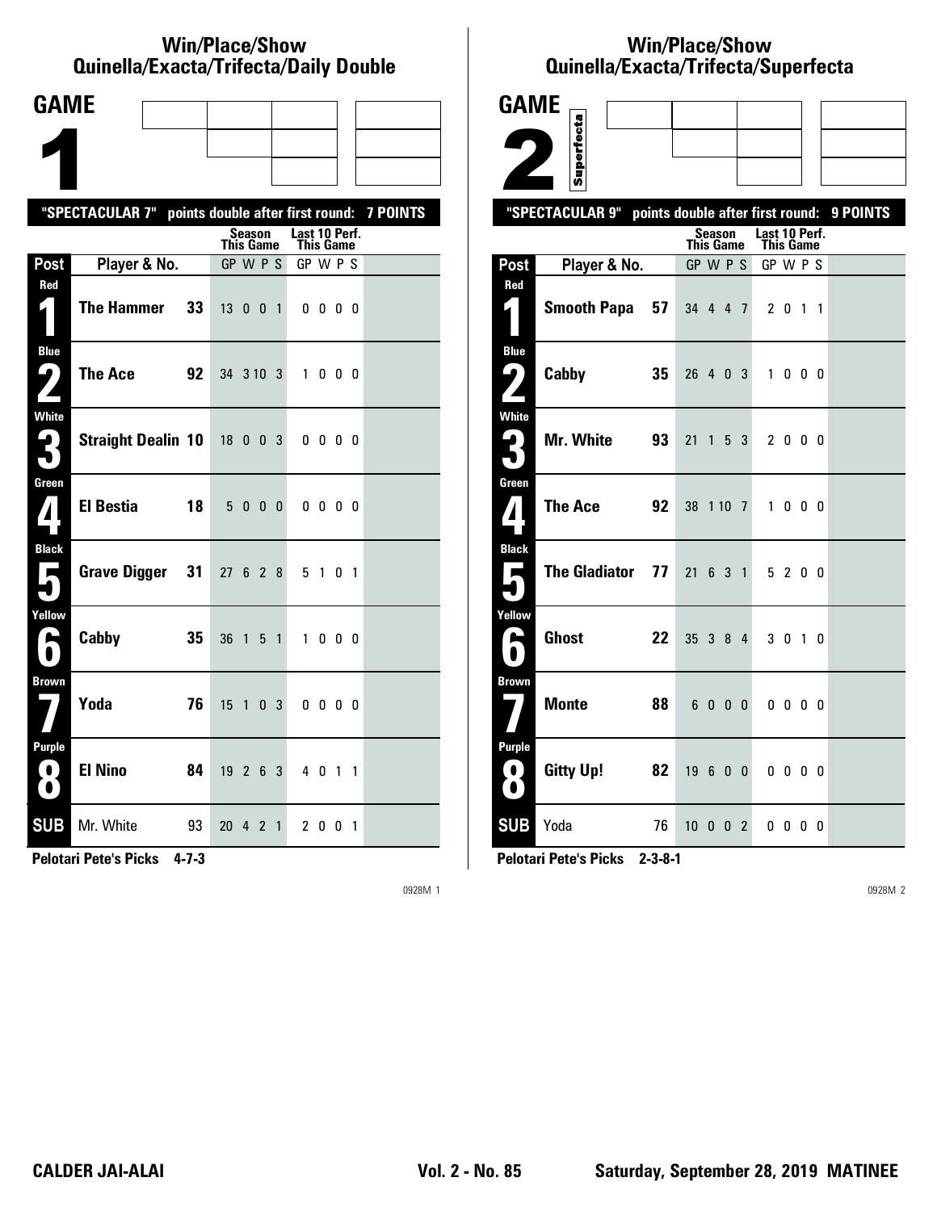## Win/Place/Show Quinella/Exacta/Trifecta/Daily Double

# GAME 1

"SPECTACULAR 7" points double after first round: 7 POINTS

| Post | Player & No. | | Season This Game GP W P S | Last 10 Perf. This Game GP W P S |
|---|---|---|---|---|
| Red 1 | The Hammer | 33 | 13 0 0 1 | 0 0 0 0 |
| Blue 2 | The Ace | 92 | 34 3 10 3 | 1 0 0 0 |
| White 3 | Straight Dealin | 10 | 18 0 0 3 | 0 0 0 0 |
| Green 4 | El Bestia | 18 | 5 0 0 0 | 0 0 0 0 |
| Black 5 | Grave Digger | 31 | 27 6 2 8 | 5 1 0 1 |
| Yellow 6 | Cabby | 35 | 36 1 5 1 | 1 0 0 0 |
| Brown 7 | Yoda | 76 | 15 1 0 3 | 0 0 0 0 |
| Purple 8 | El Nino | 84 | 19 2 6 3 | 4 0 1 1 |
| SUB | Mr. White | 93 | 20 4 2 1 | 2 0 0 1 |

**Pelotari Pete's Picks 4-7-3**

0928M 1

## Win/Place/Show Quinella/Exacta/Trifecta/Superfecta

# GAME 2

Superfecta

"SPECTACULAR 9" points double after first round: 9 POINTS

| Post | Player & No. | | Season This Game GP W P S | Last 10 Perf. This Game GP W P S |
|---|---|---|---|---|
| Red 1 | Smooth Papa | 57 | 34 4 4 7 | 2 0 1 1 |
| Blue 2 | Cabby | 35 | 26 4 0 3 | 1 0 0 0 |
| White 3 | Mr. White | 93 | 21 1 5 3 | 2 0 0 0 |
| Green 4 | The Ace | 92 | 38 1 10 7 | 1 0 0 0 |
| Black 5 | The Gladiator | 77 | 21 6 3 1 | 5 2 0 0 |
| Yellow 6 | Ghost | 22 | 35 3 8 4 | 3 0 1 0 |
| Brown 7 | Monte | 88 | 6 0 0 0 | 0 0 0 0 |
| Purple 8 | Gitty Up! | 82 | 19 6 0 0 | 0 0 0 0 |
| SUB | Yoda | 76 | 10 0 0 2 | 0 0 0 0 |

**Pelotari Pete's Picks 2-3-8-1**

0928M 2

CALDER JAI-ALAI — Vol. 2 - No. 85 — Saturday, September 28, 2019 MATINEE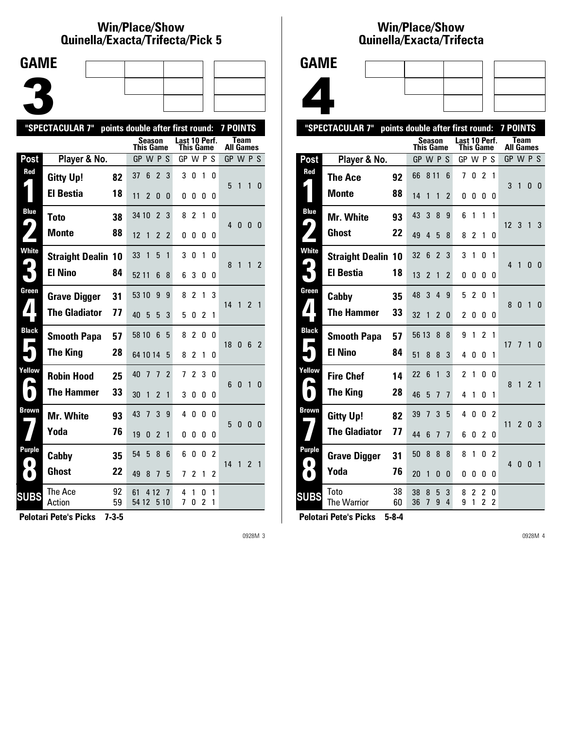## Win/Place/Show Quinella/Exacta/Trifecta/Pick 5

# GAME 3

"SPECTACULAR 7" points double after first round: 7 POINTS

| Post | Player & No. | | Season This Game GP W P S | Last 10 Perf. This Game GP W P S | Team All Games GP W P S |
|---|---|---|---|---|---|
| Red 1 | Gitty Up! | 82 | 37 6 2 3 | 3 0 1 0 | 5 1 1 0 |
| | El Bestia | 18 | 11 2 0 0 | 0 0 0 0 | |
| Blue 2 | Toto | 38 | 34 10 2 3 | 8 2 1 0 | 4 0 0 0 |
| | Monte | 88 | 12 1 2 2 | 0 0 0 0 | |
| White 3 | Straight Dealin | 10 | 33 1 5 1 | 3 0 1 0 | 8 1 1 2 |
| | El Nino | 84 | 52 11 6 8 | 6 3 0 0 | |
| Green 4 | Grave Digger | 31 | 53 10 9 9 | 8 2 1 3 | 14 1 2 1 |
| | The Gladiator | 77 | 40 5 5 3 | 5 0 2 1 | |
| Black 5 | Smooth Papa | 57 | 58 10 6 5 | 8 2 0 0 | 18 0 6 2 |
| | The King | 28 | 64 10 14 5 | 8 2 1 0 | |
| Yellow 6 | Robin Hood | 25 | 40 7 7 2 | 7 2 3 0 | 6 0 1 0 |
| | The Hammer | 33 | 30 1 2 1 | 3 0 0 0 | |
| Brown 7 | Mr. White | 93 | 43 7 3 9 | 4 0 0 0 | 5 0 0 0 |
| | Yoda | 76 | 19 0 2 1 | 0 0 0 0 | |
| Purple 8 | Cabby | 35 | 54 5 8 6 | 6 0 0 2 | 14 1 2 1 |
| | Ghost | 22 | 49 8 7 5 | 7 2 1 2 | |
| SUBS | The Ace | 92 | 61 4 12 7 | 4 1 0 1 | |
| | Action | 59 | 54 12 5 10 | 7 0 2 1 | |

**Pelotari Pete's Picks 7-3-5**

0928M 3

## Win/Place/Show Quinella/Exacta/Trifecta

# GAME 4

"SPECTACULAR 7" points double after first round: 7 POINTS

| Post | Player & No. | | Season This Game GP W P S | Last 10 Perf. This Game GP W P S | Team All Games GP W P S |
|---|---|---|---|---|---|
| Red 1 | The Ace | 92 | 66 8 11 6 | 7 0 2 1 | 3 1 0 0 |
| | Monte | 88 | 14 1 1 2 | 0 0 0 0 | |
| Blue 2 | Mr. White | 93 | 43 3 8 9 | 6 1 1 1 | 12 3 1 3 |
| | Ghost | 22 | 49 4 5 8 | 8 2 1 0 | |
| White 3 | Straight Dealin | 10 | 32 6 2 3 | 3 1 0 1 | 4 1 0 0 |
| | El Bestia | 18 | 13 2 1 2 | 0 0 0 0 | |
| Green 4 | Cabby | 35 | 48 3 4 9 | 5 2 0 1 | 8 0 1 0 |
| | The Hammer | 33 | 32 1 2 0 | 2 0 0 0 | |
| Black 5 | Smooth Papa | 57 | 56 13 8 8 | 9 1 2 1 | 17 7 1 0 |
| | El Nino | 84 | 51 8 8 3 | 4 0 0 1 | |
| Yellow 6 | Fire Chef | 14 | 22 6 1 3 | 2 1 0 0 | 8 1 2 1 |
| | The King | 28 | 46 5 7 7 | 4 1 0 1 | |
| Brown 7 | Gitty Up! | 82 | 39 7 3 5 | 4 0 0 2 | 11 2 0 3 |
| | The Gladiator | 77 | 44 6 7 7 | 6 0 2 0 | |
| Purple 8 | Grave Digger | 31 | 50 8 8 8 | 8 1 0 2 | 4 0 0 1 |
| | Yoda | 76 | 20 1 0 0 | 0 0 0 0 | |
| SUBS | Toto | 38 | 38 8 5 3 | 8 2 2 0 | |
| | The Warrior | 60 | 36 7 9 4 | 9 1 2 2 | |

**Pelotari Pete's Picks 5-8-4**

0928M 4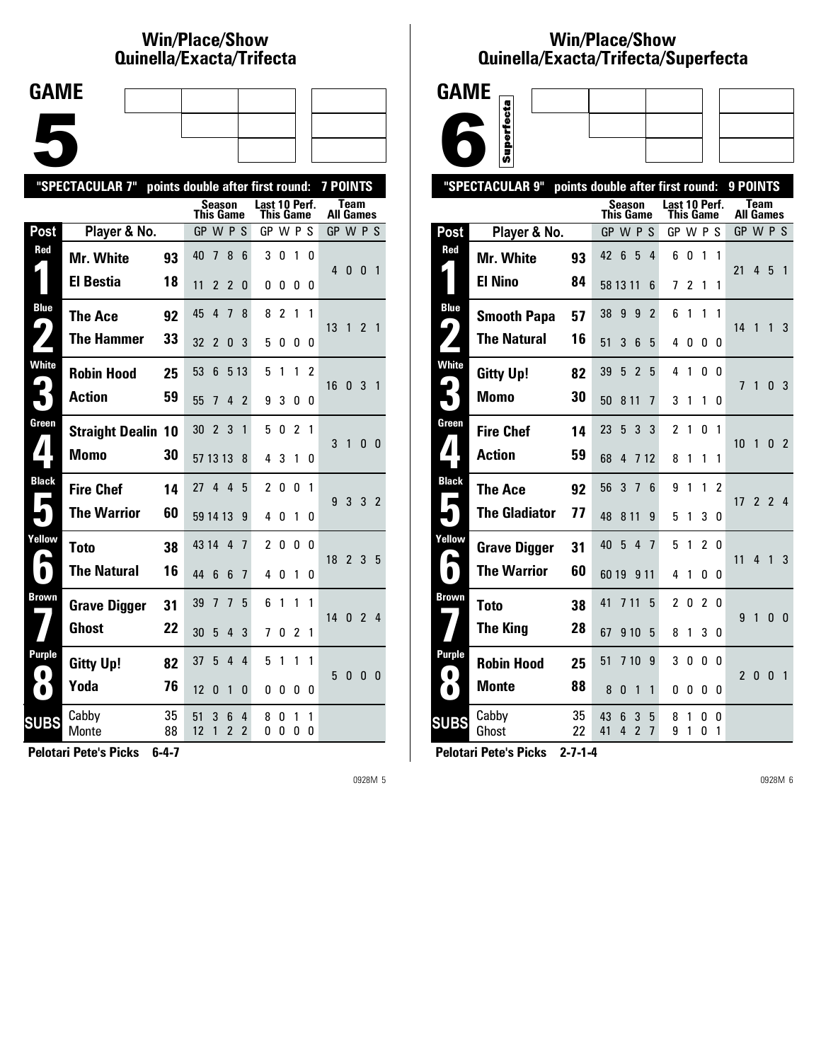## Win/Place/Show
## Quinella/Exacta/Trifecta

# GAME 5

"SPECTACULAR 7" points double after first round: 7 POINTS

| Post | Player & No. | | Season This Game GP | W | P | S | Last 10 Perf. This Game GP | W | P | S | Team All Games GP | W | P | S |
|---|---|---|---|---|---|---|---|---|---|---|---|---|---|---|
| Red 1 | Mr. White | 93 | 40 | 7 | 8 | 6 | 3 | 0 | 1 | 0 | 4 | 0 | 0 | 1 |
| | El Bestia | 18 | 11 | 2 | 2 | 0 | 0 | 0 | 0 | 0 | | | | |
| Blue 2 | The Ace | 92 | 45 | 4 | 7 | 8 | 8 | 2 | 1 | 1 | 13 | 1 | 2 | 1 |
| | The Hammer | 33 | 32 | 2 | 0 | 3 | 5 | 0 | 0 | 0 | | | | |
| White 3 | Robin Hood | 25 | 53 | 6 | 5 | 13 | 5 | 1 | 1 | 2 | 16 | 0 | 3 | 1 |
| | Action | 59 | 55 | 7 | 4 | 2 | 9 | 3 | 0 | 0 | | | | |
| Green 4 | Straight Dealin | 10 | 30 | 2 | 3 | 1 | 5 | 0 | 2 | 1 | 3 | 1 | 0 | 0 |
| | Momo | 30 | 57 | 13 | 13 | 8 | 4 | 3 | 1 | 0 | | | | |
| Black 5 | Fire Chef | 14 | 27 | 4 | 4 | 5 | 2 | 0 | 0 | 1 | 9 | 3 | 3 | 2 |
| | The Warrior | 60 | 59 | 14 | 13 | 9 | 4 | 0 | 1 | 0 | | | | |
| Yellow 6 | Toto | 38 | 43 | 14 | 4 | 7 | 2 | 0 | 0 | 0 | 18 | 2 | 3 | 5 |
| | The Natural | 16 | 44 | 6 | 6 | 7 | 4 | 0 | 1 | 0 | | | | |
| Brown 7 | Grave Digger | 31 | 39 | 7 | 7 | 5 | 6 | 1 | 1 | 1 | 14 | 0 | 2 | 4 |
| | Ghost | 22 | 30 | 5 | 4 | 3 | 7 | 0 | 2 | 1 | | | | |
| Purple 8 | Gitty Up! | 82 | 37 | 5 | 4 | 4 | 5 | 1 | 1 | 1 | 5 | 0 | 0 | 0 |
| | Yoda | 76 | 12 | 0 | 1 | 0 | 0 | 0 | 0 | 0 | | | | |
| SUBS | Cabby | 35 | 51 | 3 | 6 | 4 | 8 | 0 | 1 | 1 | | | | |
| | Monte | 88 | 12 | 1 | 2 | 2 | 0 | 0 | 0 | 0 | | | | |

**Pelotari Pete's Picks 6-4-7**

## Win/Place/Show
## Quinella/Exacta/Trifecta/Superfecta

# GAME 6

Superfecta

"SPECTACULAR 9" points double after first round: 9 POINTS

| Post | Player & No. | | Season This Game GP | W | P | S | Last 10 Perf. This Game GP | W | P | S | Team All Games GP | W | P | S |
|---|---|---|---|---|---|---|---|---|---|---|---|---|---|---|
| Red 1 | Mr. White | 93 | 42 | 6 | 5 | 4 | 6 | 0 | 1 | 1 | 21 | 4 | 5 | 1 |
| | El Nino | 84 | 58 | 13 | 11 | 6 | 7 | 2 | 1 | 1 | | | | |
| Blue 2 | Smooth Papa | 57 | 38 | 9 | 9 | 2 | 6 | 1 | 1 | 1 | 14 | 1 | 1 | 3 |
| | The Natural | 16 | 51 | 3 | 6 | 5 | 4 | 0 | 0 | 0 | | | | |
| White 3 | Gitty Up! | 82 | 39 | 5 | 2 | 5 | 4 | 1 | 0 | 0 | 7 | 1 | 0 | 3 |
| | Momo | 30 | 50 | 8 | 11 | 7 | 3 | 1 | 1 | 0 | | | | |
| Green 4 | Fire Chef | 14 | 23 | 5 | 3 | 3 | 2 | 1 | 0 | 1 | 10 | 1 | 0 | 2 |
| | Action | 59 | 68 | 4 | 7 | 12 | 8 | 1 | 1 | 1 | | | | |
| Black 5 | The Ace | 92 | 56 | 3 | 7 | 6 | 9 | 1 | 1 | 2 | 17 | 2 | 2 | 4 |
| | The Gladiator | 77 | 48 | 8 | 11 | 9 | 5 | 1 | 3 | 0 | | | | |
| Yellow 6 | Grave Digger | 31 | 40 | 5 | 4 | 7 | 5 | 1 | 2 | 0 | 11 | 4 | 1 | 3 |
| | The Warrior | 60 | 60 | 19 | 9 | 11 | 4 | 1 | 0 | 0 | | | | |
| Brown 7 | Toto | 38 | 41 | 7 | 11 | 5 | 2 | 0 | 2 | 0 | 9 | 1 | 0 | 0 |
| | The King | 28 | 67 | 9 | 10 | 5 | 8 | 1 | 3 | 0 | | | | |
| Purple 8 | Robin Hood | 25 | 51 | 7 | 10 | 9 | 3 | 0 | 0 | 0 | 2 | 0 | 0 | 1 |
| | Monte | 88 | 8 | 0 | 1 | 1 | 0 | 0 | 0 | 0 | | | | |
| SUBS | Cabby | 35 | 43 | 6 | 3 | 5 | 8 | 1 | 0 | 0 | | | | |
| | Ghost | 22 | 41 | 4 | 2 | 7 | 9 | 1 | 0 | 1 | | | | |

**Pelotari Pete's Picks 2-7-1-4**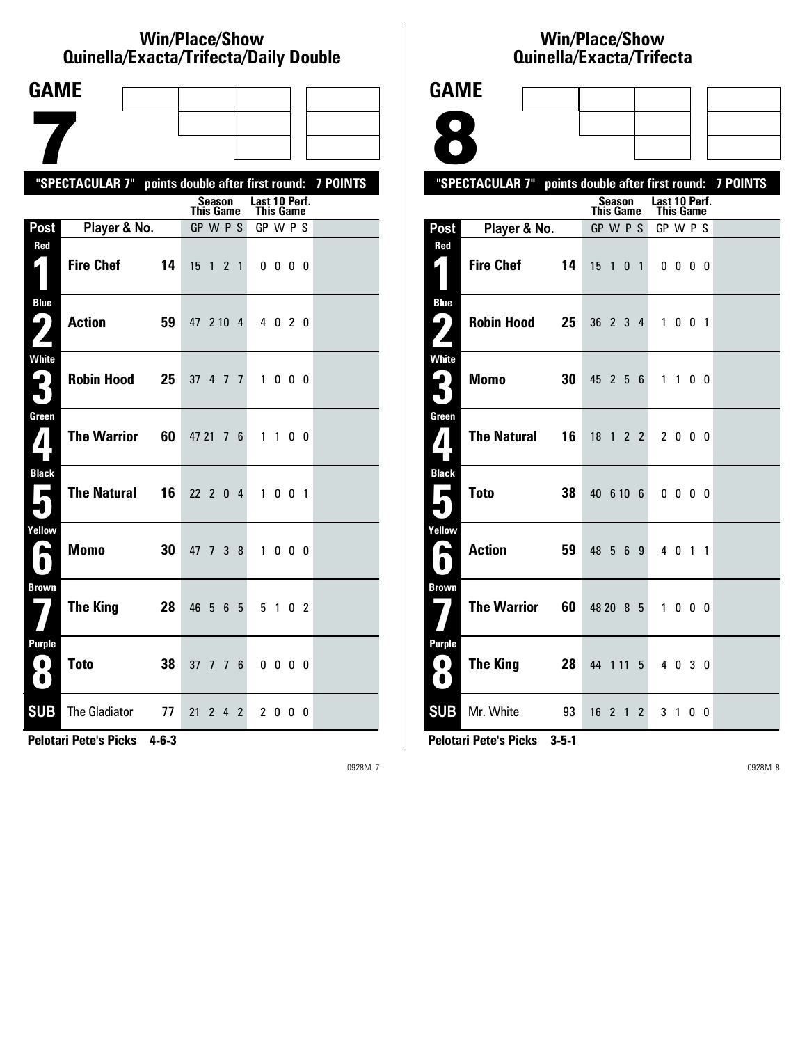## Win/Place/Show Quinella/Exacta/Trifecta/Daily Double

# GAME 7

"SPECTACULAR 7" points double after first round: 7 POINTS

| Post | Player & No. | | Season This Game GP W P S | Last 10 Perf. This Game GP W P S |
|---|---|---|---|---|
| Red 1 | **Fire Chef** | **14** | 15 1 2 1 | 0 0 0 0 |
| Blue 2 | **Action** | **59** | 47 2 10 4 | 4 0 2 0 |
| White 3 | **Robin Hood** | **25** | 37 4 7 7 | 1 0 0 0 |
| Green 4 | **The Warrior** | **60** | 47 21 7 6 | 1 1 0 0 |
| Black 5 | **The Natural** | **16** | 22 2 0 4 | 1 0 0 1 |
| Yellow 6 | **Momo** | **30** | 47 7 3 8 | 1 0 0 0 |
| Brown 7 | **The King** | **28** | 46 5 6 5 | 5 1 0 2 |
| Purple 8 | **Toto** | **38** | 37 7 7 6 | 0 0 0 0 |
| SUB | The Gladiator | 77 | 21 2 4 2 | 2 0 0 0 |

**Pelotari Pete's Picks 4-6-3**

## Win/Place/Show Quinella/Exacta/Trifecta

# GAME 8

"SPECTACULAR 7" points double after first round: 7 POINTS

| Post | Player & No. | | Season This Game GP W P S | Last 10 Perf. This Game GP W P S |
|---|---|---|---|---|
| Red 1 | **Fire Chef** | **14** | 15 1 0 1 | 0 0 0 0 |
| Blue 2 | **Robin Hood** | **25** | 36 2 3 4 | 1 0 0 1 |
| White 3 | **Momo** | **30** | 45 2 5 6 | 1 1 0 0 |
| Green 4 | **The Natural** | **16** | 18 1 2 2 | 2 0 0 0 |
| Black 5 | **Toto** | **38** | 40 6 10 6 | 0 0 0 0 |
| Yellow 6 | **Action** | **59** | 48 5 6 9 | 4 0 1 1 |
| Brown 7 | **The Warrior** | **60** | 48 20 8 5 | 1 0 0 0 |
| Purple 8 | **The King** | **28** | 44 1 11 5 | 4 0 3 0 |
| SUB | Mr. White | 93 | 16 2 1 2 | 3 1 0 0 |

**Pelotari Pete's Picks 3-5-1**